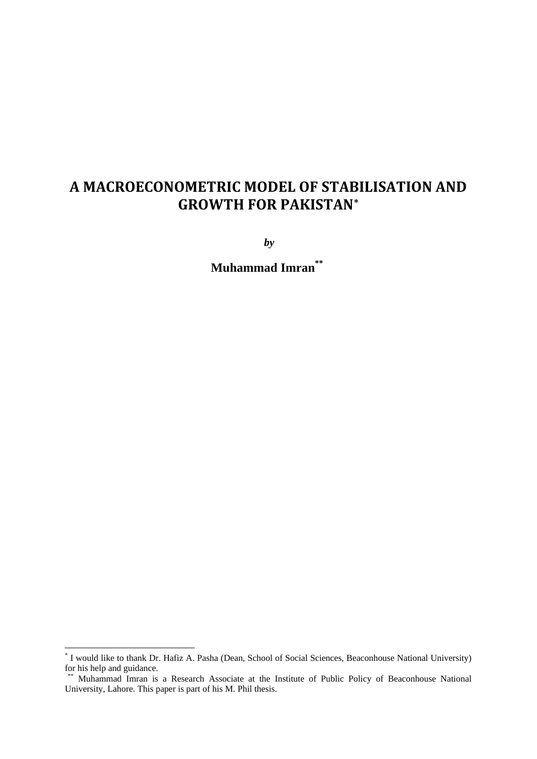# A MACROECONOMETRIC MODEL OF STABILISATION AND GROWTH FOR PAKISTAN*

***by***

**Muhammad Imran****

---

* I would like to thank Dr. Hafiz A. Pasha (Dean, School of Social Sciences, Beaconhouse National University) for his help and guidance.

** Muhammad Imran is a Research Associate at the Institute of Public Policy of Beaconhouse National University, Lahore. This paper is part of his M. Phil thesis.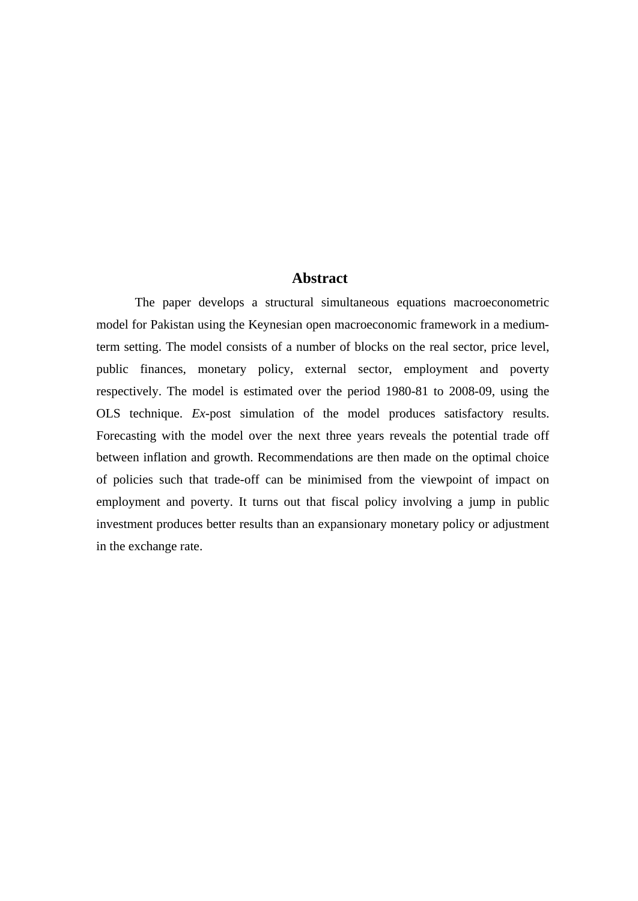## Abstract

The paper develops a structural simultaneous equations macroeconometric model for Pakistan using the Keynesian open macroeconomic framework in a medium-term setting. The model consists of a number of blocks on the real sector, price level, public finances, monetary policy, external sector, employment and poverty respectively. The model is estimated over the period 1980-81 to 2008-09, using the OLS technique. *Ex*-post simulation of the model produces satisfactory results. Forecasting with the model over the next three years reveals the potential trade off between inflation and growth. Recommendations are then made on the optimal choice of policies such that trade-off can be minimised from the viewpoint of impact on employment and poverty. It turns out that fiscal policy involving a jump in public investment produces better results than an expansionary monetary policy or adjustment in the exchange rate.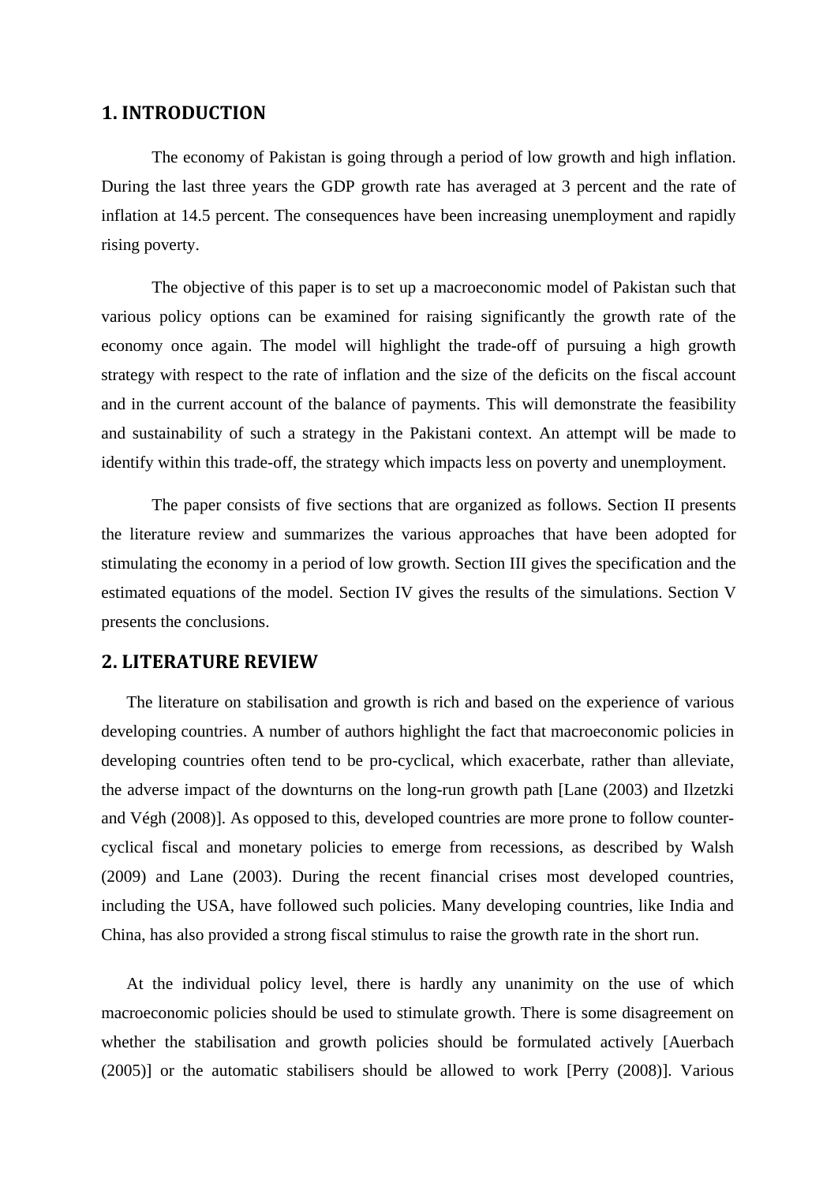## 1. INTRODUCTION

The economy of Pakistan is going through a period of low growth and high inflation. During the last three years the GDP growth rate has averaged at 3 percent and the rate of inflation at 14.5 percent. The consequences have been increasing unemployment and rapidly rising poverty.

The objective of this paper is to set up a macroeconomic model of Pakistan such that various policy options can be examined for raising significantly the growth rate of the economy once again. The model will highlight the trade-off of pursuing a high growth strategy with respect to the rate of inflation and the size of the deficits on the fiscal account and in the current account of the balance of payments. This will demonstrate the feasibility and sustainability of such a strategy in the Pakistani context. An attempt will be made to identify within this trade-off, the strategy which impacts less on poverty and unemployment.

The paper consists of five sections that are organized as follows. Section II presents the literature review and summarizes the various approaches that have been adopted for stimulating the economy in a period of low growth. Section III gives the specification and the estimated equations of the model. Section IV gives the results of the simulations. Section V presents the conclusions.

## 2. LITERATURE REVIEW

The literature on stabilisation and growth is rich and based on the experience of various developing countries. A number of authors highlight the fact that macroeconomic policies in developing countries often tend to be pro-cyclical, which exacerbate, rather than alleviate, the adverse impact of the downturns on the long-run growth path [Lane (2003) and Ilzetzki and Végh (2008)]. As opposed to this, developed countries are more prone to follow counter-cyclical fiscal and monetary policies to emerge from recessions, as described by Walsh (2009) and Lane (2003). During the recent financial crises most developed countries, including the USA, have followed such policies. Many developing countries, like India and China, has also provided a strong fiscal stimulus to raise the growth rate in the short run.

At the individual policy level, there is hardly any unanimity on the use of which macroeconomic policies should be used to stimulate growth. There is some disagreement on whether the stabilisation and growth policies should be formulated actively [Auerbach (2005)] or the automatic stabilisers should be allowed to work [Perry (2008)]. Various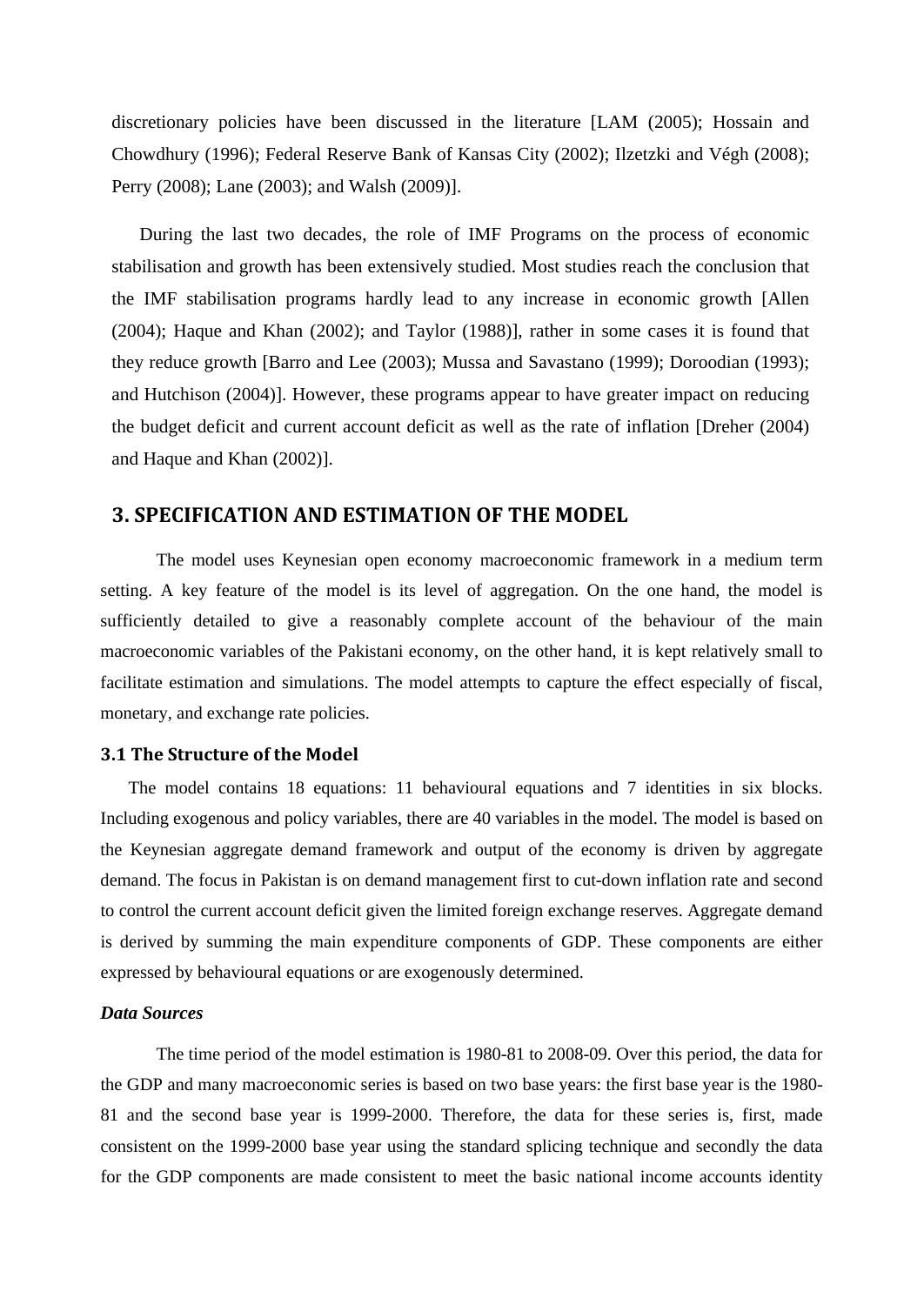discretionary policies have been discussed in the literature [LAM (2005); Hossain and Chowdhury (1996); Federal Reserve Bank of Kansas City (2002); Ilzetzki and Végh (2008); Perry (2008); Lane (2003); and Walsh (2009)].

During the last two decades, the role of IMF Programs on the process of economic stabilisation and growth has been extensively studied. Most studies reach the conclusion that the IMF stabilisation programs hardly lead to any increase in economic growth [Allen (2004); Haque and Khan (2002); and Taylor (1988)], rather in some cases it is found that they reduce growth [Barro and Lee (2003); Mussa and Savastano (1999); Doroodian (1993); and Hutchison (2004)]. However, these programs appear to have greater impact on reducing the budget deficit and current account deficit as well as the rate of inflation [Dreher (2004) and Haque and Khan (2002)].

## 3. SPECIFICATION AND ESTIMATION OF THE MODEL

The model uses Keynesian open economy macroeconomic framework in a medium term setting. A key feature of the model is its level of aggregation. On the one hand, the model is sufficiently detailed to give a reasonably complete account of the behaviour of the main macroeconomic variables of the Pakistani economy, on the other hand, it is kept relatively small to facilitate estimation and simulations. The model attempts to capture the effect especially of fiscal, monetary, and exchange rate policies.

### 3.1 The Structure of the Model

The model contains 18 equations: 11 behavioural equations and 7 identities in six blocks. Including exogenous and policy variables, there are 40 variables in the model. The model is based on the Keynesian aggregate demand framework and output of the economy is driven by aggregate demand. The focus in Pakistan is on demand management first to cut-down inflation rate and second to control the current account deficit given the limited foreign exchange reserves. Aggregate demand is derived by summing the main expenditure components of GDP. These components are either expressed by behavioural equations or are exogenously determined.

***Data Sources***

The time period of the model estimation is 1980-81 to 2008-09. Over this period, the data for the GDP and many macroeconomic series is based on two base years: the first base year is the 1980-81 and the second base year is 1999-2000. Therefore, the data for these series is, first, made consistent on the 1999-2000 base year using the standard splicing technique and secondly the data for the GDP components are made consistent to meet the basic national income accounts identity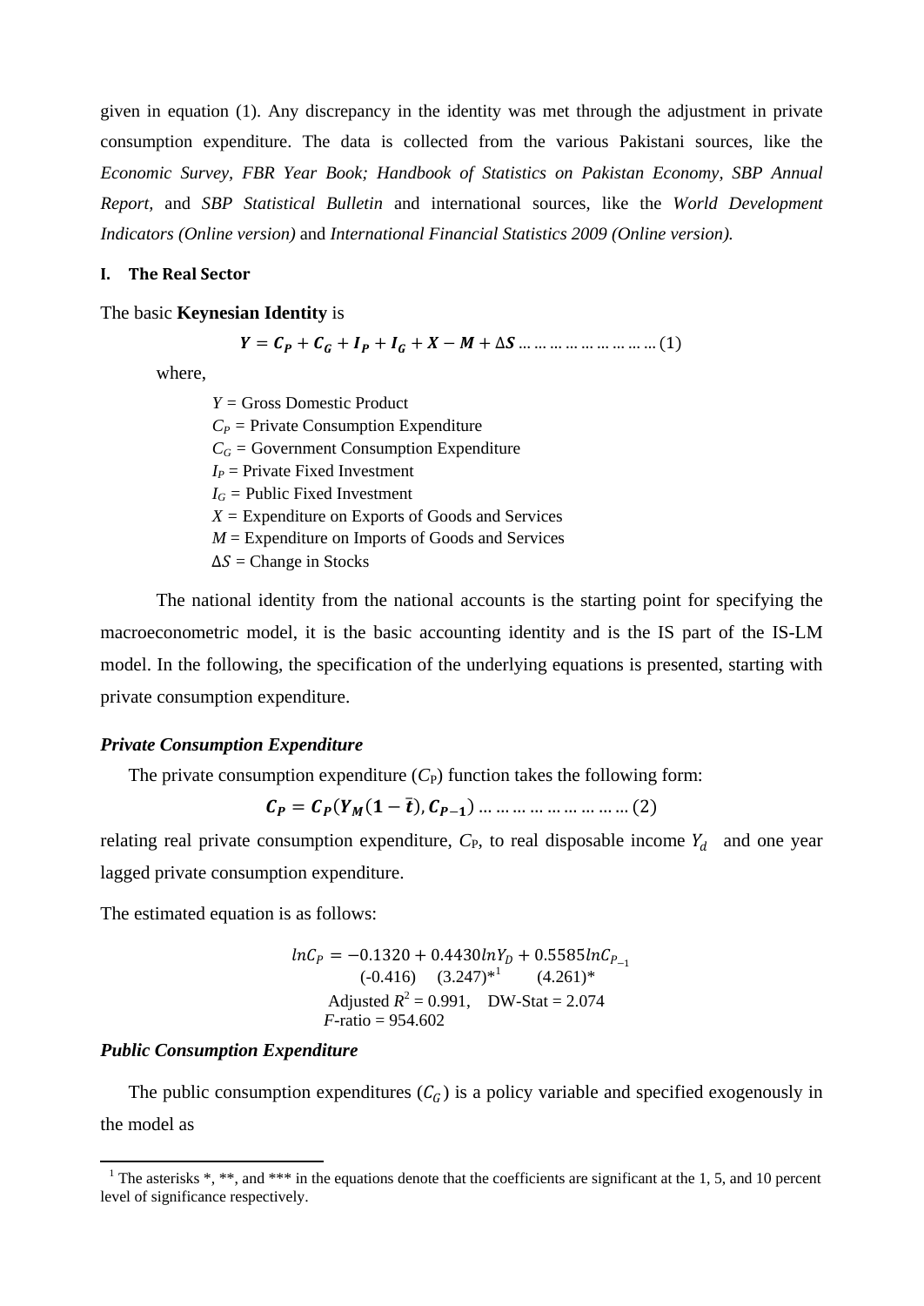given in equation (1). Any discrepancy in the identity was met through the adjustment in private consumption expenditure. The data is collected from the various Pakistani sources, like the *Economic Survey, FBR Year Book; Handbook of Statistics on Pakistan Economy, SBP Annual Report,* and *SBP Statistical Bulletin* and international sources, like the *World Development Indicators (Online version)* and *International Financial Statistics 2009 (Online version).*

## I. The Real Sector

The basic **Keynesian Identity** is

$$\boldsymbol{Y = C_P + C_G + I_P + I_G + X - M + \Delta S} \dots\dots\dots\dots\dots\dots\dots\dots (1)$$

where,

$Y$ = Gross Domestic Product
$C_P$ = Private Consumption Expenditure
$C_G$ = Government Consumption Expenditure
$I_P$ = Private Fixed Investment
$I_G$ = Public Fixed Investment
$X$ = Expenditure on Exports of Goods and Services
$M$ = Expenditure on Imports of Goods and Services
$\Delta S$ = Change in Stocks

The national identity from the national accounts is the starting point for specifying the macroeconometric model, it is the basic accounting identity and is the IS part of the IS-LM model. In the following, the specification of the underlying equations is presented, starting with private consumption expenditure.

### *Private Consumption Expenditure*

The private consumption expenditure ($C_P$) function takes the following form:

$$\boldsymbol{C_P = C_P(Y_M(1 - \bar{t}), C_{P-1})} \dots\dots\dots\dots\dots\dots\dots\dots (2)$$

relating real private consumption expenditure, $C_P$, to real disposable income $Y_d$ and one year lagged private consumption expenditure.

The estimated equation is as follows:

$$lnC_P = -0.1320 + 0.4430 lnY_D + 0.5585 lnC_{P_{-1}}$$
$$(-0.416) \quad (3.247)^{*} \quad (4.261)^{*}$$

(The asterisk on the first t-statistic carries footnote marker [1].)

Adjusted $R^2$ = 0.991, DW-Stat = 2.074
$F$-ratio = 954.602

### *Public Consumption Expenditure*

The public consumption expenditures ($C_G$) is a policy variable and specified exogenously in the model as

[1] The asterisks *, **, and *** in the equations denote that the coefficients are significant at the 1, 5, and 10 percent level of significance respectively.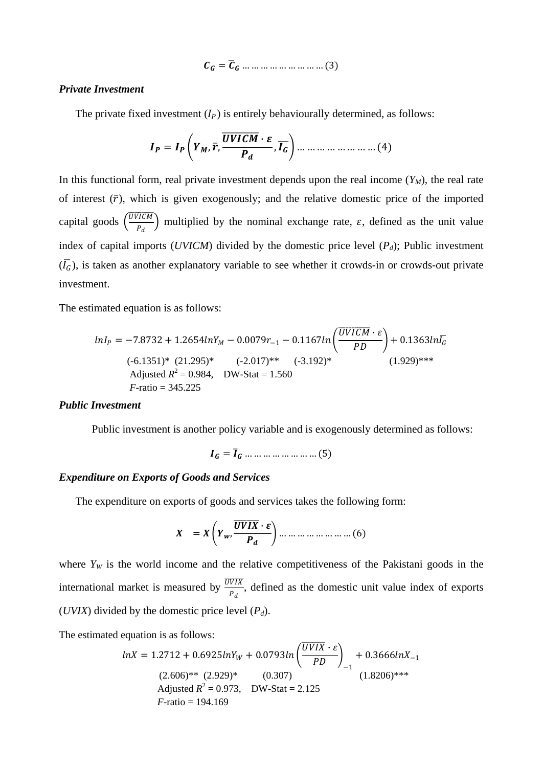$$\boldsymbol{C_G = \bar{C}_G} \ldots\ldots\ldots\ldots\ldots\ldots\ldots\ldots (3)$$

***Private Investment***

The private fixed investment ($I_P$) is entirely behaviourally determined, as follows:

$$\boldsymbol{I_P = I_P\left(Y_M, \bar{r}, \frac{\overline{UVICM} \cdot \varepsilon}{P_d}, \overline{I_G}\right)} \ldots\ldots\ldots\ldots\ldots\ldots\ldots\ldots (4)$$

In this functional form, real private investment depends upon the real income ($Y_M$), the real rate of interest ($\bar{r}$), which is given exogenously; and the relative domestic price of the imported capital goods $\left(\frac{\overline{UVICM}}{P_d}\right)$ multiplied by the nominal exchange rate, $\varepsilon$, defined as the unit value index of capital imports (*UVICM*) divided by the domestic price level ($P_d$); Public investment ($\overline{I_G}$), is taken as another explanatory variable to see whether it crowds-in or crowds-out private investment.

The estimated equation is as follows:

$$lnI_P = -7.8732 + 1.2654lnY_M - 0.0079r_{-1} - 0.1167ln\left(\frac{\overline{UVICM} \cdot \varepsilon}{PD}\right) + 0.1363ln\overline{I_G}$$

(-6.1351)* (21.295)* (-2.017)** (-3.192)* (1.929)***

Adjusted $R^2$ = 0.984, DW-Stat = 1.560

*F*-ratio = 345.225

***Public Investment***

Public investment is another policy variable and is exogenously determined as follows:

$$\boldsymbol{I_G = \bar{I}_G} \ldots\ldots\ldots\ldots\ldots\ldots\ldots\ldots (5)$$

***Expenditure on Exports of Goods and Services***

The expenditure on exports of goods and services takes the following form:

$$\boldsymbol{X = X\left(Y_w, \frac{\overline{UVIX} \cdot \varepsilon}{P_d}\right)} \ldots\ldots\ldots\ldots\ldots\ldots\ldots\ldots (6)$$

where $Y_W$ is the world income and the relative competitiveness of the Pakistani goods in the international market is measured by $\frac{\overline{UVIX}}{P_d}$, defined as the domestic unit value index of exports (*UVIX*) divided by the domestic price level ($P_d$).

The estimated equation is as follows:

$$lnX = 1.2712 + 0.6925lnY_W + 0.0793ln\left(\frac{\overline{UVIX} \cdot \varepsilon}{PD}\right)_{-1} + 0.3666lnX_{-1}$$

(2.606)** (2.929)* (0.307) (1.8206)***

Adjusted $R^2$ = 0.973, DW-Stat = 2.125

*F*-ratio = 194.169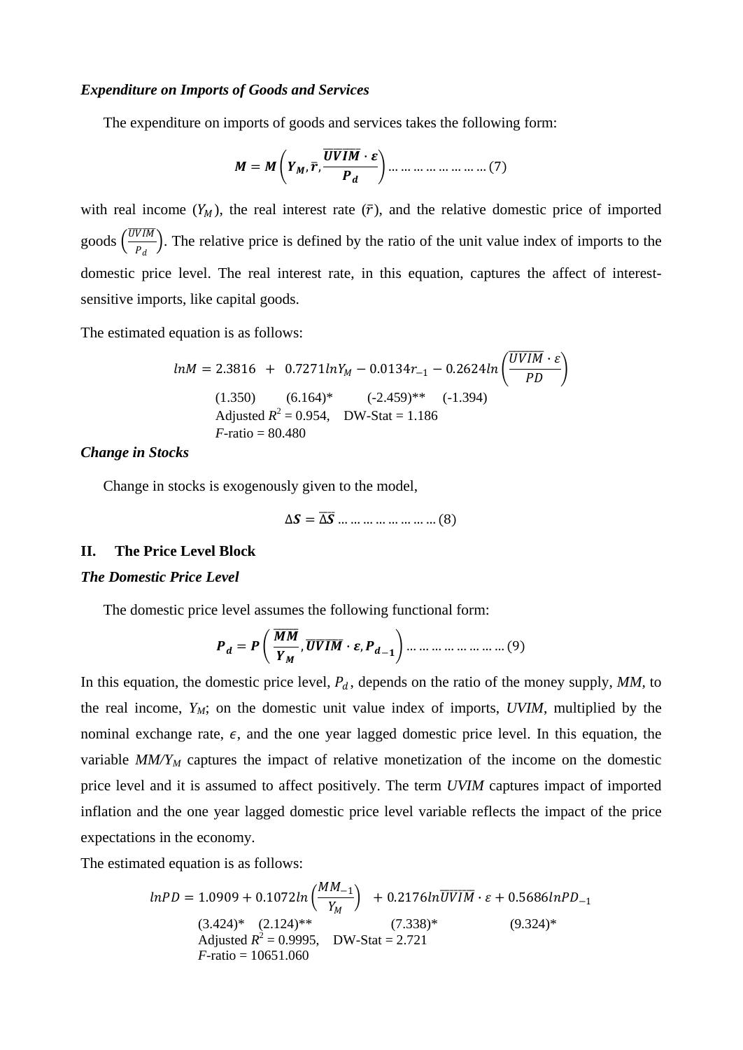***Expenditure on Imports of Goods and Services***

The expenditure on imports of goods and services takes the following form:

$$\boldsymbol{M = M\left(Y_M, \bar{r}, \frac{\overline{UVIM} \cdot \varepsilon}{P_d}\right)} \ldots \ldots \ldots \ldots \ldots \ldots \ldots (7)$$

with real income ($Y_M$), the real interest rate ($\bar{r}$), and the relative domestic price of imported goods $\left(\frac{\overline{UVIM}}{P_d}\right)$. The relative price is defined by the ratio of the unit value index of imports to the domestic price level. The real interest rate, in this equation, captures the affect of interest-sensitive imports, like capital goods.

The estimated equation is as follows:

$$lnM = 2.3816 \;+\; 0.7271 lnY_M - 0.0134 r_{-1} - 0.2624 ln\left(\frac{\overline{UVIM} \cdot \varepsilon}{PD}\right)$$

(1.350) (6.164)* (-2.459)** (-1.394)

Adjusted $R^2$ = 0.954, DW-Stat = 1.186

$F$-ratio = 80.480

***Change in Stocks***

Change in stocks is exogenously given to the model,

$$\Delta \boldsymbol{S} = \overline{\Delta \boldsymbol{S}} \ldots \ldots \ldots \ldots \ldots \ldots \ldots (8)$$

## II. The Price Level Block

***The Domestic Price Level***

The domestic price level assumes the following functional form:

$$\boldsymbol{P_d = P\left(\frac{\overline{MM}}{Y_M}, \overline{UVIM} \cdot \varepsilon, P_{d_{-1}}\right)} \ldots \ldots \ldots \ldots \ldots \ldots \ldots (9)$$

In this equation, the domestic price level, $P_d$, depends on the ratio of the money supply, *MM,* to the real income, $Y_M$; on the domestic unit value index of imports, *UVIM*, multiplied by the nominal exchange rate, $\epsilon$, and the one year lagged domestic price level. In this equation, the variable $MM/Y_M$ captures the impact of relative monetization of the income on the domestic price level and it is assumed to affect positively. The term *UVIM* captures impact of imported inflation and the one year lagged domestic price level variable reflects the impact of the price expectations in the economy.

The estimated equation is as follows:

$$lnPD = 1.0909 + 0.1072 ln\left(\frac{MM_{-1}}{Y_M}\right) \;+ 0.2176 ln\overline{UVIM \cdot \varepsilon} + 0.5686 lnPD_{-1}$$

(3.424)* (2.124)** (7.338)* (9.324)*

Adjusted $R^2$ = 0.9995, DW-Stat = 2.721

$F$-ratio = 10651.060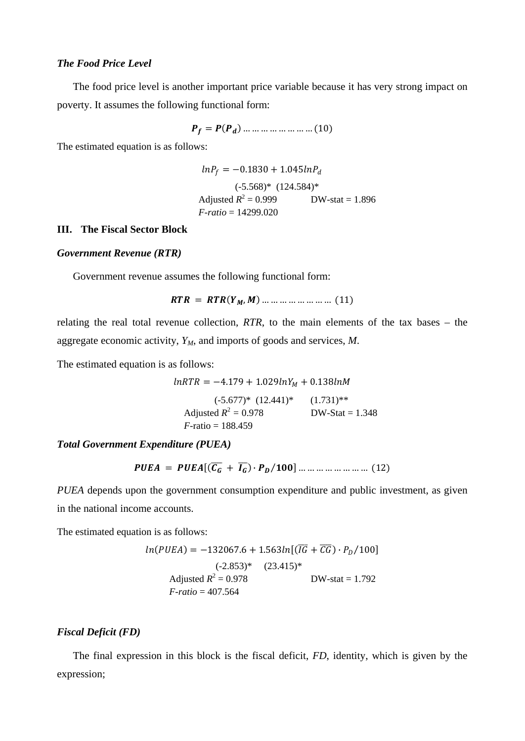***The Food Price Level***

The food price level is another important price variable because it has very strong impact on poverty. It assumes the following functional form:

$$\boldsymbol{P_f = P(P_d)} \ldots\ldots\ldots\ldots\ldots\ldots\ldots\ldots (10)$$

The estimated equation is as follows:

$$lnP_f = -0.1830 + 1.045 lnP_d$$

(-5.568)* (124.584)*

Adjusted $R^2$ = 0.999 DW-stat = 1.896

*F-ratio* = 14299.020

**III. The Fiscal Sector Block**

***Government Revenue (RTR)***

Government revenue assumes the following functional form:

$$\boldsymbol{RTR = RTR(Y_M, M)} \ldots\ldots\ldots\ldots\ldots\ldots\ldots\ldots (11)$$

relating the real total revenue collection, *RTR*, to the main elements of the tax bases – the aggregate economic activity, $Y_M$, and imports of goods and services, *M*.

The estimated equation is as follows:

$$lnRTR = -4.179 + 1.029 lnY_M + 0.138 lnM$$

(-5.677)* (12.441)* (1.731)**

Adjusted $R^2$ = 0.978 DW-Stat = 1.348

*F*-ratio = 188.459

***Total Government Expenditure (PUEA)***

$$\boldsymbol{PUEA = PUEA[(\overline{C_G} + \overline{I_G}) \cdot P_D/100]} \ldots\ldots\ldots\ldots\ldots\ldots\ldots\ldots (12)$$

*PUEA* depends upon the government consumption expenditure and public investment, as given in the national income accounts.

The estimated equation is as follows:

$$ln(PUEA) = -132067.6 + 1.563 ln[(\overline{IG} + \overline{CG}) \cdot P_D/100]$$

(-2.853)* (23.415)*

Adjusted $R^2$ = 0.978 DW-stat = 1.792

*F-ratio* = 407.564

***Fiscal Deficit (FD)***

The final expression in this block is the fiscal deficit, *FD*, identity, which is given by the expression;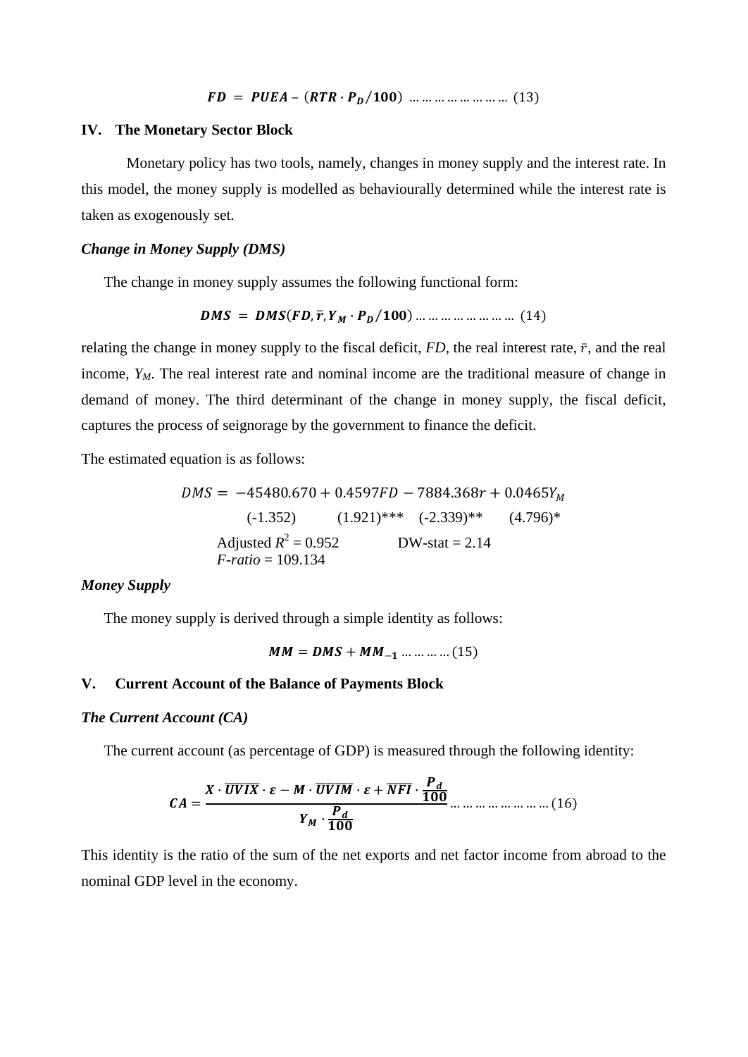$$FD = PUEA - (RTR \cdot P_D/100) \quad \ldots\ldots\ldots\ldots\ldots\ldots\ldots\ldots \quad (13)$$

## IV. The Monetary Sector Block

Monetary policy has two tools, namely, changes in money supply and the interest rate. In this model, the money supply is modelled as behaviourally determined while the interest rate is taken as exogenously set.

### *Change in Money Supply (DMS)*

The change in money supply assumes the following functional form:

$$DMS = DMS(FD, \bar{r}, Y_M \cdot P_D/100) \ldots\ldots\ldots\ldots\ldots\ldots\ldots\ldots \quad (14)$$

relating the change in money supply to the fiscal deficit, *FD*, the real interest rate, $\bar{r}$, and the real income, $Y_M$. The real interest rate and nominal income are the traditional measure of change in demand of money. The third determinant of the change in money supply, the fiscal deficit, captures the process of seignorage by the government to finance the deficit.

The estimated equation is as follows:

$$DMS = -45480.670 + 0.4597FD - 7884.368r + 0.0465Y_M$$

(-1.352) (1.921)*** (-2.339)** (4.796)*

Adjusted $R^2 = 0.952$ DW-stat = 2.14

*F-ratio* = 109.134

### *Money Supply*

The money supply is derived through a simple identity as follows:

$$MM = DMS + MM_{-1} \ldots\ldots\ldots\ldots (15)$$

## V. Current Account of the Balance of Payments Block

### *The Current Account (CA)*

The current account (as percentage of GDP) is measured through the following identity:

$$CA = \frac{X \cdot \overline{UVIX} \cdot \varepsilon - M \cdot \overline{UVIM} \cdot \varepsilon + \overline{NFI} \cdot \frac{P_d}{100}}{Y_M \cdot \frac{P_d}{100}} \ldots\ldots\ldots\ldots\ldots\ldots\ldots\ldots (16)$$

This identity is the ratio of the sum of the net exports and net factor income from abroad to the nominal GDP level in the economy.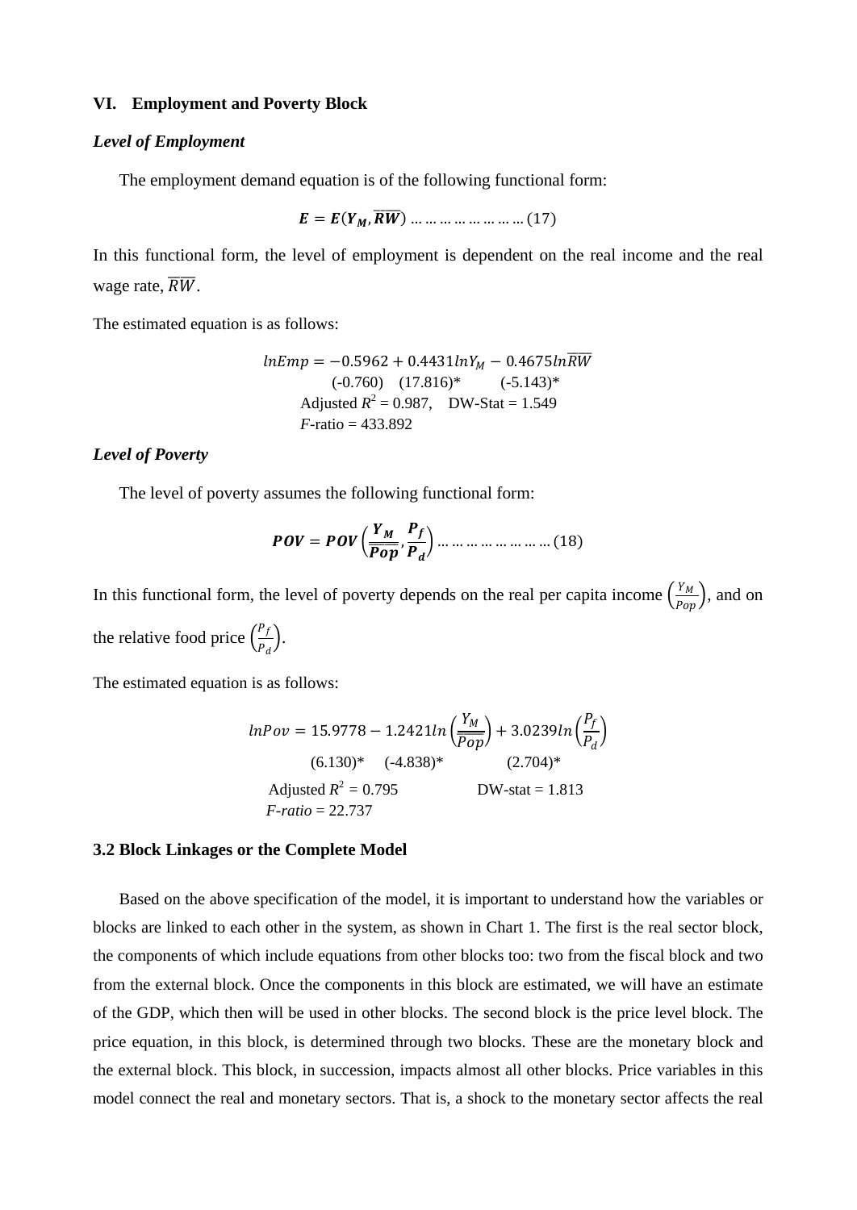### VI. Employment and Poverty Block

***Level of Employment***

The employment demand equation is of the following functional form:

$$\boldsymbol{E = E(Y_M, \overline{RW})} \ldots\ldots\ldots\ldots\ldots\ldots\ldots\ldots (17)$$

In this functional form, the level of employment is dependent on the real income and the real wage rate, $\overline{RW}$.

The estimated equation is as follows:

$$lnEmp = -0.5962 + 0.4431 lnY_M - 0.4675 ln\overline{RW}$$

(-0.760) (17.816)* (-5.143)*

Adjusted $R^2$ = 0.987, DW-Stat = 1.549

*F*-ratio = 433.892

***Level of Poverty***

The level of poverty assumes the following functional form:

$$\boldsymbol{POV = POV\left(\frac{Y_M}{\overline{\overline{Pop}}}, \frac{P_f}{P_d}\right)} \ldots\ldots\ldots\ldots\ldots\ldots\ldots\ldots (18)$$

In this functional form, the level of poverty depends on the real per capita income $\left(\frac{Y_M}{Pop}\right)$, and on the relative food price $\left(\frac{P_f}{P_d}\right)$.

The estimated equation is as follows:

$$lnPov = 15.9778 - 1.2421 ln\left(\frac{Y_M}{\overline{\overline{Pop}}}\right) + 3.0239 ln\left(\frac{P_f}{P_d}\right)$$

(6.130)* (-4.838)* (2.704)*

Adjusted $R^2$ = 0.795 DW-stat = 1.813

*F-ratio* = 22.737

### 3.2 Block Linkages or the Complete Model

Based on the above specification of the model, it is important to understand how the variables or blocks are linked to each other in the system, as shown in Chart 1. The first is the real sector block, the components of which include equations from other blocks too: two from the fiscal block and two from the external block. Once the components in this block are estimated, we will have an estimate of the GDP, which then will be used in other blocks. The second block is the price level block. The price equation, in this block, is determined through two blocks. These are the monetary block and the external block. This block, in succession, impacts almost all other blocks. Price variables in this model connect the real and monetary sectors. That is, a shock to the monetary sector affects the real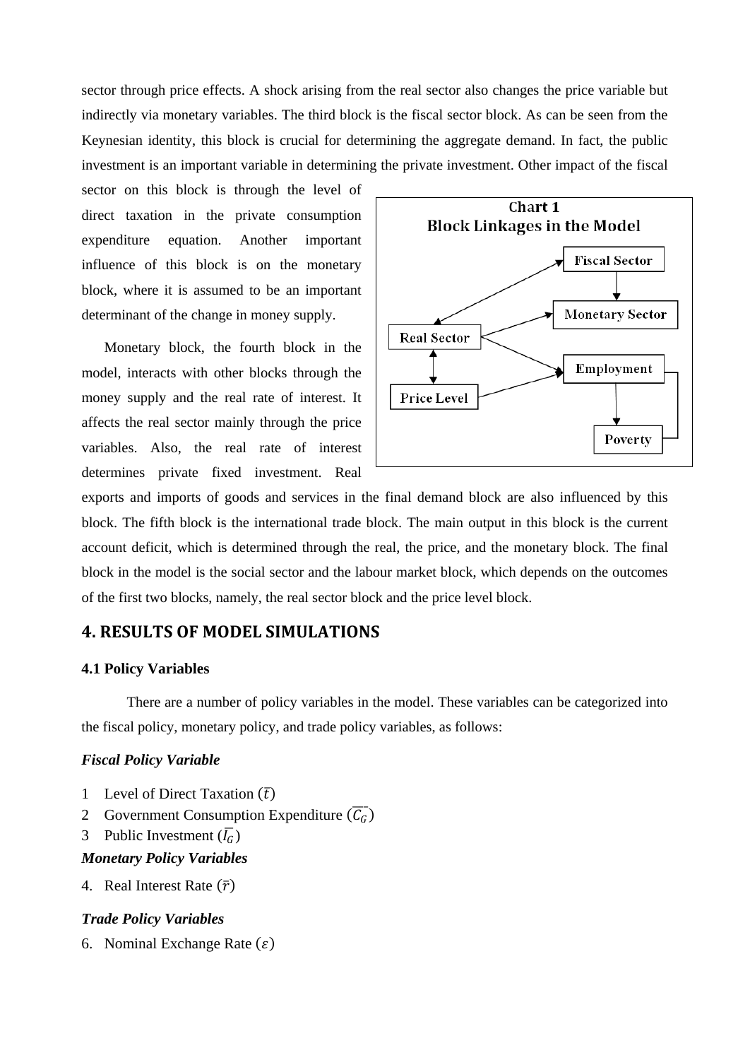sector through price effects. A shock arising from the real sector also changes the price variable but indirectly via monetary variables. The third block is the fiscal sector block. As can be seen from the Keynesian identity, this block is crucial for determining the aggregate demand. In fact, the public investment is an important variable in determining the private investment. Other impact of the fiscal sector on this block is through the level of direct taxation in the private consumption expenditure equation. Another important influence of this block is on the monetary block, where it is assumed to be an important determinant of the change in money supply.

Chart 1
Block Linkages in the Model

Monetary block, the fourth block in the model, interacts with other blocks through the money supply and the real rate of interest. It affects the real sector mainly through the price variables. Also, the real rate of interest determines private fixed investment. Real exports and imports of goods and services in the final demand block are also influenced by this block. The fifth block is the international trade block. The main output in this block is the current account deficit, which is determined through the real, the price, and the monetary block. The final block in the model is the social sector and the labour market block, which depends on the outcomes of the first two blocks, namely, the real sector block and the price level block.

## 4. RESULTS OF MODEL SIMULATIONS

### 4.1 Policy Variables

There are a number of policy variables in the model. These variables can be categorized into the fiscal policy, monetary policy, and trade policy variables, as follows:

***Fiscal Policy Variable***

1 Level of Direct Taxation $(\bar{t})$
2 Government Consumption Expenditure $(\overline{C_G})$
3 Public Investment $(\overline{I_G})$

***Monetary Policy Variables***

4. Real Interest Rate $(\bar{r})$

***Trade Policy Variables***

6. Nominal Exchange Rate $(\varepsilon)$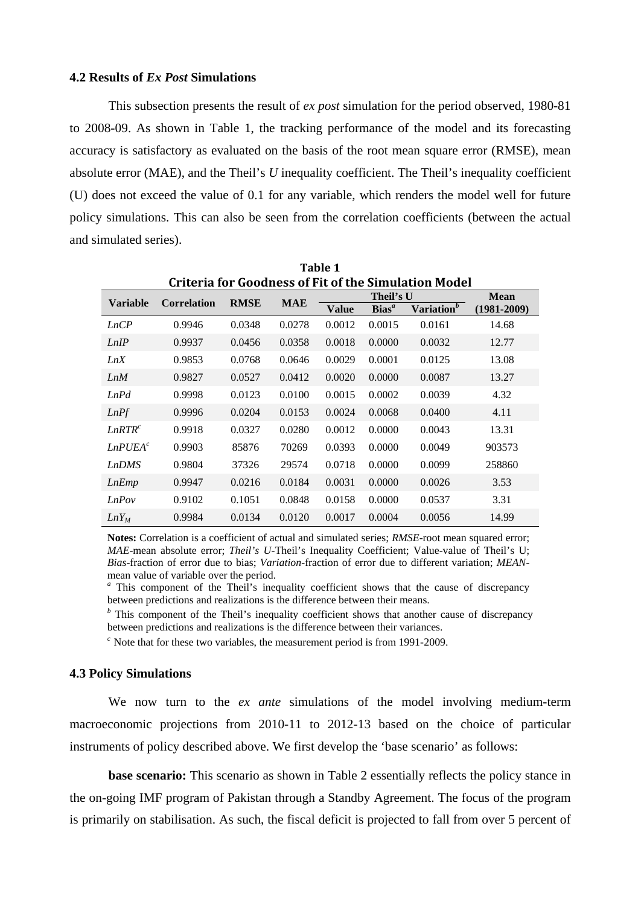### 4.2 Results of *Ex Post* Simulations

This subsection presents the result of *ex post* simulation for the period observed, 1980-81 to 2008-09. As shown in Table 1, the tracking performance of the model and its forecasting accuracy is satisfactory as evaluated on the basis of the root mean square error (RMSE), mean absolute error (MAE), and the Theil's *U* inequality coefficient. The Theil's inequality coefficient (U) does not exceed the value of 0.1 for any variable, which renders the model well for future policy simulations. This can also be seen from the correlation coefficients (between the actual and simulated series).

**Table 1**
**Criteria for Goodness of Fit of the Simulation Model**

| Variable | Correlation | RMSE | MAE | Theil's U | | | Mean (1981-2009) |
|---|---|---|---|---|---|---|---|
| | | | | Value | Bias[a] | Variation[b] | |
| *LnCP* | 0.9946 | 0.0348 | 0.0278 | 0.0012 | 0.0015 | 0.0161 | 14.68 |
| *LnIP* | 0.9937 | 0.0456 | 0.0358 | 0.0018 | 0.0000 | 0.0032 | 12.77 |
| *LnX* | 0.9853 | 0.0768 | 0.0646 | 0.0029 | 0.0001 | 0.0125 | 13.08 |
| *LnM* | 0.9827 | 0.0527 | 0.0412 | 0.0020 | 0.0000 | 0.0087 | 13.27 |
| *LnPd* | 0.9998 | 0.0123 | 0.0100 | 0.0015 | 0.0002 | 0.0039 | 4.32 |
| *LnPf* | 0.9996 | 0.0204 | 0.0153 | 0.0024 | 0.0068 | 0.0400 | 4.11 |
| *LnRTR*[c] | 0.9918 | 0.0327 | 0.0280 | 0.0012 | 0.0000 | 0.0043 | 13.31 |
| *LnPUEA*[c] | 0.9903 | 85876 | 70269 | 0.0393 | 0.0000 | 0.0049 | 903573 |
| *LnDMS* | 0.9804 | 37326 | 29574 | 0.0718 | 0.0000 | 0.0099 | 258860 |
| *LnEmp* | 0.9947 | 0.0216 | 0.0184 | 0.0031 | 0.0000 | 0.0026 | 3.53 |
| *LnPov* | 0.9102 | 0.1051 | 0.0848 | 0.0158 | 0.0000 | 0.0537 | 3.31 |
| $LnY_M$ | 0.9984 | 0.0134 | 0.0120 | 0.0017 | 0.0004 | 0.0056 | 14.99 |

**Notes:** Correlation is a coefficient of actual and simulated series; *RMSE*-root mean squared error; *MAE*-mean absolute error; *Theil's U*-Theil's Inequality Coefficient; Value-value of Theil's U; *Bias*-fraction of error due to bias; *Variation*-fraction of error due to different variation; *MEAN*-mean value of variable over the period.

[a] This component of the Theil's inequality coefficient shows that the cause of discrepancy between predictions and realizations is the difference between their means.

[b] This component of the Theil's inequality coefficient shows that another cause of discrepancy between predictions and realizations is the difference between their variances.

[c] Note that for these two variables, the measurement period is from 1991-2009.

### 4.3 Policy Simulations

We now turn to the *ex ante* simulations of the model involving medium-term macroeconomic projections from 2010-11 to 2012-13 based on the choice of particular instruments of policy described above. We first develop the 'base scenario' as follows:

**base scenario:** This scenario as shown in Table 2 essentially reflects the policy stance in the on-going IMF program of Pakistan through a Standby Agreement. The focus of the program is primarily on stabilisation. As such, the fiscal deficit is projected to fall from over 5 percent of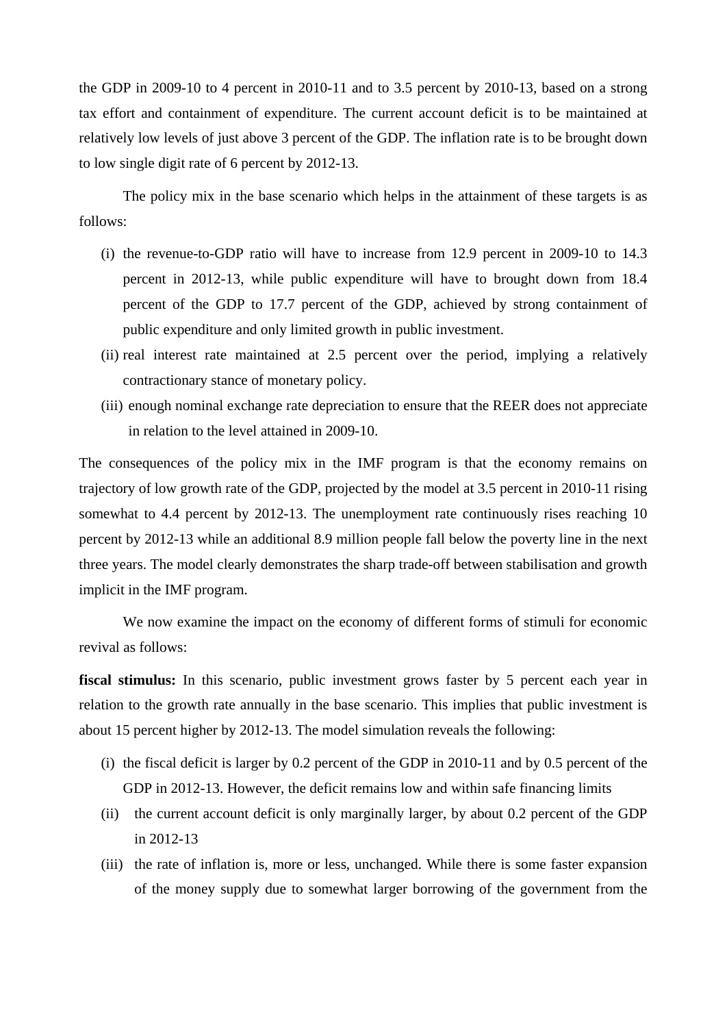the GDP in 2009-10 to 4 percent in 2010-11 and to 3.5 percent by 2010-13, based on a strong tax effort and containment of expenditure. The current account deficit is to be maintained at relatively low levels of just above 3 percent of the GDP. The inflation rate is to be brought down to low single digit rate of 6 percent by 2012-13.

The policy mix in the base scenario which helps in the attainment of these targets is as follows:

(i) the revenue-to-GDP ratio will have to increase from 12.9 percent in 2009-10 to 14.3 percent in 2012-13, while public expenditure will have to brought down from 18.4 percent of the GDP to 17.7 percent of the GDP, achieved by strong containment of public expenditure and only limited growth in public investment.

(ii) real interest rate maintained at 2.5 percent over the period, implying a relatively contractionary stance of monetary policy.

(iii) enough nominal exchange rate depreciation to ensure that the REER does not appreciate in relation to the level attained in 2009-10.

The consequences of the policy mix in the IMF program is that the economy remains on trajectory of low growth rate of the GDP, projected by the model at 3.5 percent in 2010-11 rising somewhat to 4.4 percent by 2012-13. The unemployment rate continuously rises reaching 10 percent by 2012-13 while an additional 8.9 million people fall below the poverty line in the next three years. The model clearly demonstrates the sharp trade-off between stabilisation and growth implicit in the IMF program.

We now examine the impact on the economy of different forms of stimuli for economic revival as follows:

**fiscal stimulus:** In this scenario, public investment grows faster by 5 percent each year in relation to the growth rate annually in the base scenario. This implies that public investment is about 15 percent higher by 2012-13. The model simulation reveals the following:

(i) the fiscal deficit is larger by 0.2 percent of the GDP in 2010-11 and by 0.5 percent of the GDP in 2012-13. However, the deficit remains low and within safe financing limits

(ii) the current account deficit is only marginally larger, by about 0.2 percent of the GDP in 2012-13

(iii) the rate of inflation is, more or less, unchanged. While there is some faster expansion of the money supply due to somewhat larger borrowing of the government from the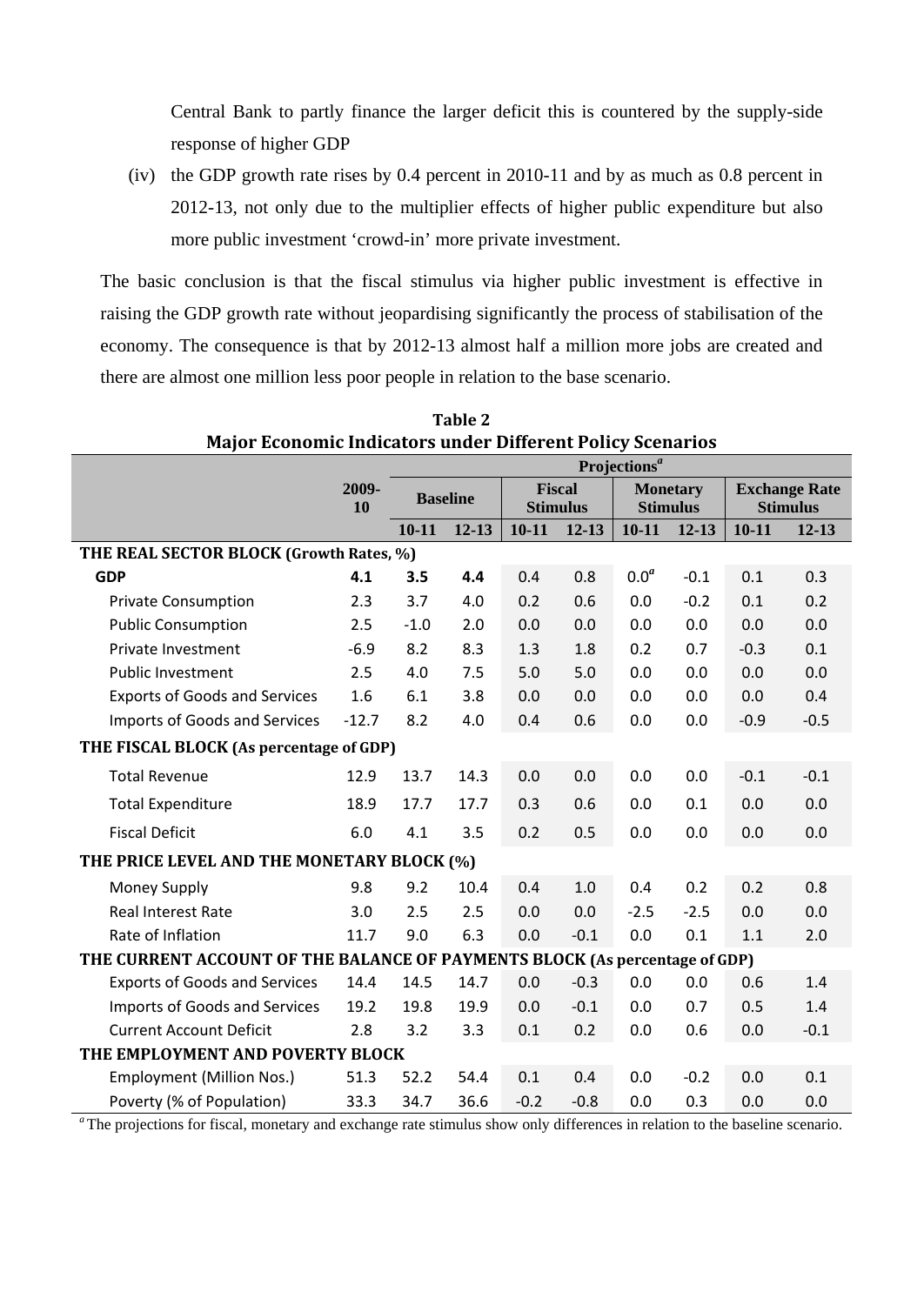Central Bank to partly finance the larger deficit this is countered by the supply-side response of higher GDP

(iv) the GDP growth rate rises by 0.4 percent in 2010-11 and by as much as 0.8 percent in 2012-13, not only due to the multiplier effects of higher public expenditure but also more public investment 'crowd-in' more private investment.

The basic conclusion is that the fiscal stimulus via higher public investment is effective in raising the GDP growth rate without jeopardising significantly the process of stabilisation of the economy. The consequence is that by 2012-13 almost half a million more jobs are created and there are almost one million less poor people in relation to the base scenario.

**Table 2**
**Major Economic Indicators under Different Policy Scenarios**

| | 2009-10 | Projections[a] | | | | | | | |
|---|---|---|---|---|---|---|---|---|---|
| | | Baseline | | Fiscal Stimulus | | Monetary Stimulus | | Exchange Rate Stimulus | |
| | | 10-11 | 12-13 | 10-11 | 12-13 | 10-11 | 12-13 | 10-11 | 12-13 |
| **THE REAL SECTOR BLOCK (Growth Rates, %)** | | | | | | | | | |
| **GDP** | **4.1** | **3.5** | **4.4** | 0.4 | 0.8 | 0.0[a] | -0.1 | 0.1 | 0.3 |
| Private Consumption | 2.3 | 3.7 | 4.0 | 0.2 | 0.6 | 0.0 | -0.2 | 0.1 | 0.2 |
| Public Consumption | 2.5 | -1.0 | 2.0 | 0.0 | 0.0 | 0.0 | 0.0 | 0.0 | 0.0 |
| Private Investment | -6.9 | 8.2 | 8.3 | 1.3 | 1.8 | 0.2 | 0.7 | -0.3 | 0.1 |
| Public Investment | 2.5 | 4.0 | 7.5 | 5.0 | 5.0 | 0.0 | 0.0 | 0.0 | 0.0 |
| Exports of Goods and Services | 1.6 | 6.1 | 3.8 | 0.0 | 0.0 | 0.0 | 0.0 | 0.0 | 0.4 |
| Imports of Goods and Services | -12.7 | 8.2 | 4.0 | 0.4 | 0.6 | 0.0 | 0.0 | -0.9 | -0.5 |
| **THE FISCAL BLOCK (As percentage of GDP)** | | | | | | | | | |
| Total Revenue | 12.9 | 13.7 | 14.3 | 0.0 | 0.0 | 0.0 | 0.0 | -0.1 | -0.1 |
| Total Expenditure | 18.9 | 17.7 | 17.7 | 0.3 | 0.6 | 0.0 | 0.1 | 0.0 | 0.0 |
| Fiscal Deficit | 6.0 | 4.1 | 3.5 | 0.2 | 0.5 | 0.0 | 0.0 | 0.0 | 0.0 |
| **THE PRICE LEVEL AND THE MONETARY BLOCK (%)** | | | | | | | | | |
| Money Supply | 9.8 | 9.2 | 10.4 | 0.4 | 1.0 | 0.4 | 0.2 | 0.2 | 0.8 |
| Real Interest Rate | 3.0 | 2.5 | 2.5 | 0.0 | 0.0 | -2.5 | -2.5 | 0.0 | 0.0 |
| Rate of Inflation | 11.7 | 9.0 | 6.3 | 0.0 | -0.1 | 0.0 | 0.1 | 1.1 | 2.0 |
| **THE CURRENT ACCOUNT OF THE BALANCE OF PAYMENTS BLOCK (As percentage of GDP)** | | | | | | | | | |
| Exports of Goods and Services | 14.4 | 14.5 | 14.7 | 0.0 | -0.3 | 0.0 | 0.0 | 0.6 | 1.4 |
| Imports of Goods and Services | 19.2 | 19.8 | 19.9 | 0.0 | -0.1 | 0.0 | 0.7 | 0.5 | 1.4 |
| Current Account Deficit | 2.8 | 3.2 | 3.3 | 0.1 | 0.2 | 0.0 | 0.6 | 0.0 | -0.1 |
| **THE EMPLOYMENT AND POVERTY BLOCK** | | | | | | | | | |
| Employment (Million Nos.) | 51.3 | 52.2 | 54.4 | 0.1 | 0.4 | 0.0 | -0.2 | 0.0 | 0.1 |
| Poverty (% of Population) | 33.3 | 34.7 | 36.6 | -0.2 | -0.8 | 0.0 | 0.3 | 0.0 | 0.0 |

[a] The projections for fiscal, monetary and exchange rate stimulus show only differences in relation to the baseline scenario.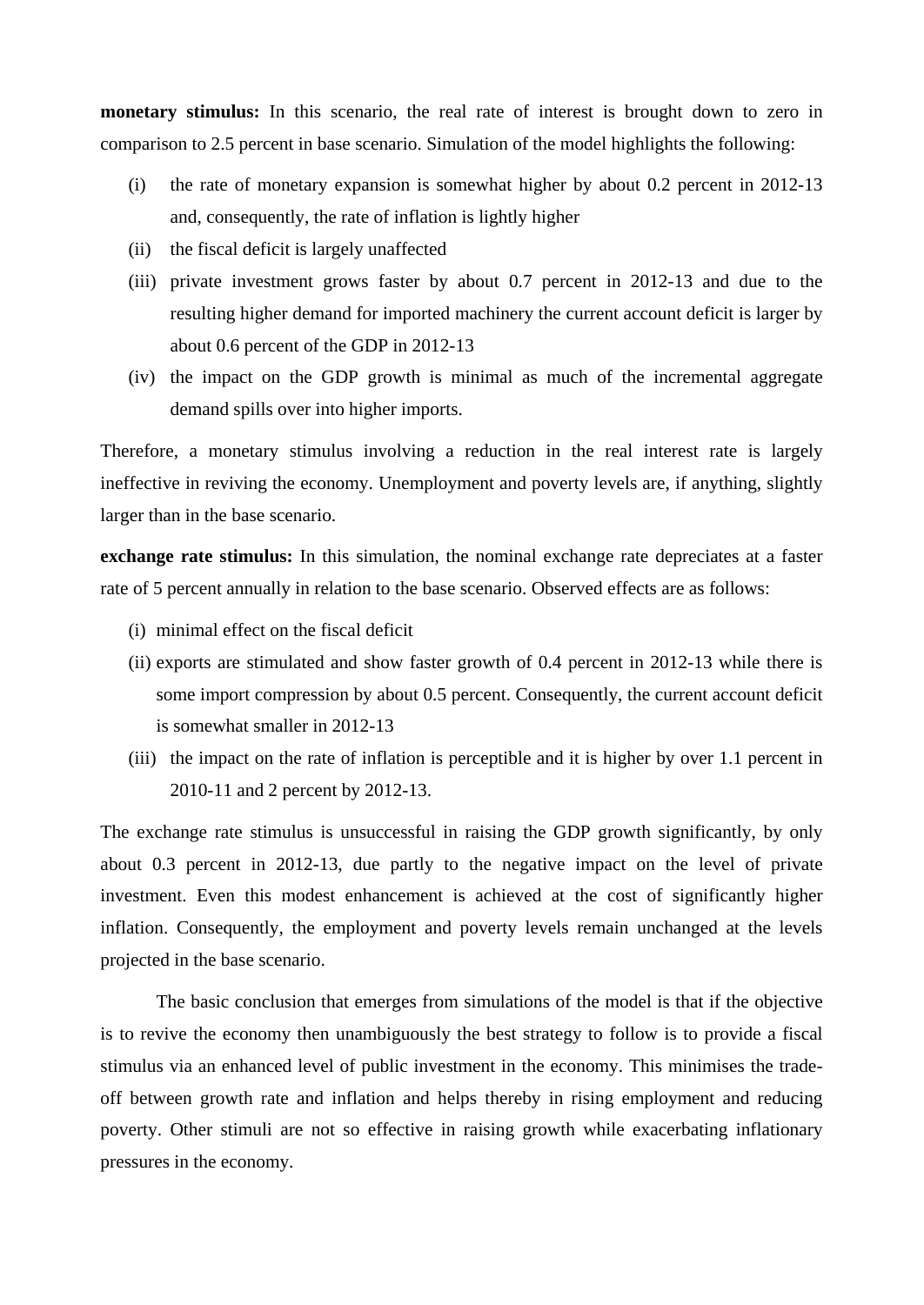**monetary stimulus:** In this scenario, the real rate of interest is brought down to zero in comparison to 2.5 percent in base scenario. Simulation of the model highlights the following:

(i) the rate of monetary expansion is somewhat higher by about 0.2 percent in 2012-13 and, consequently, the rate of inflation is lightly higher

(ii) the fiscal deficit is largely unaffected

(iii) private investment grows faster by about 0.7 percent in 2012-13 and due to the resulting higher demand for imported machinery the current account deficit is larger by about 0.6 percent of the GDP in 2012-13

(iv) the impact on the GDP growth is minimal as much of the incremental aggregate demand spills over into higher imports.

Therefore, a monetary stimulus involving a reduction in the real interest rate is largely ineffective in reviving the economy. Unemployment and poverty levels are, if anything, slightly larger than in the base scenario.

**exchange rate stimulus:** In this simulation, the nominal exchange rate depreciates at a faster rate of 5 percent annually in relation to the base scenario. Observed effects are as follows:

(i) minimal effect on the fiscal deficit

(ii) exports are stimulated and show faster growth of 0.4 percent in 2012-13 while there is some import compression by about 0.5 percent. Consequently, the current account deficit is somewhat smaller in 2012-13

(iii) the impact on the rate of inflation is perceptible and it is higher by over 1.1 percent in 2010-11 and 2 percent by 2012-13.

The exchange rate stimulus is unsuccessful in raising the GDP growth significantly, by only about 0.3 percent in 2012-13, due partly to the negative impact on the level of private investment. Even this modest enhancement is achieved at the cost of significantly higher inflation. Consequently, the employment and poverty levels remain unchanged at the levels projected in the base scenario.

The basic conclusion that emerges from simulations of the model is that if the objective is to revive the economy then unambiguously the best strategy to follow is to provide a fiscal stimulus via an enhanced level of public investment in the economy. This minimises the trade-off between growth rate and inflation and helps thereby in rising employment and reducing poverty. Other stimuli are not so effective in raising growth while exacerbating inflationary pressures in the economy.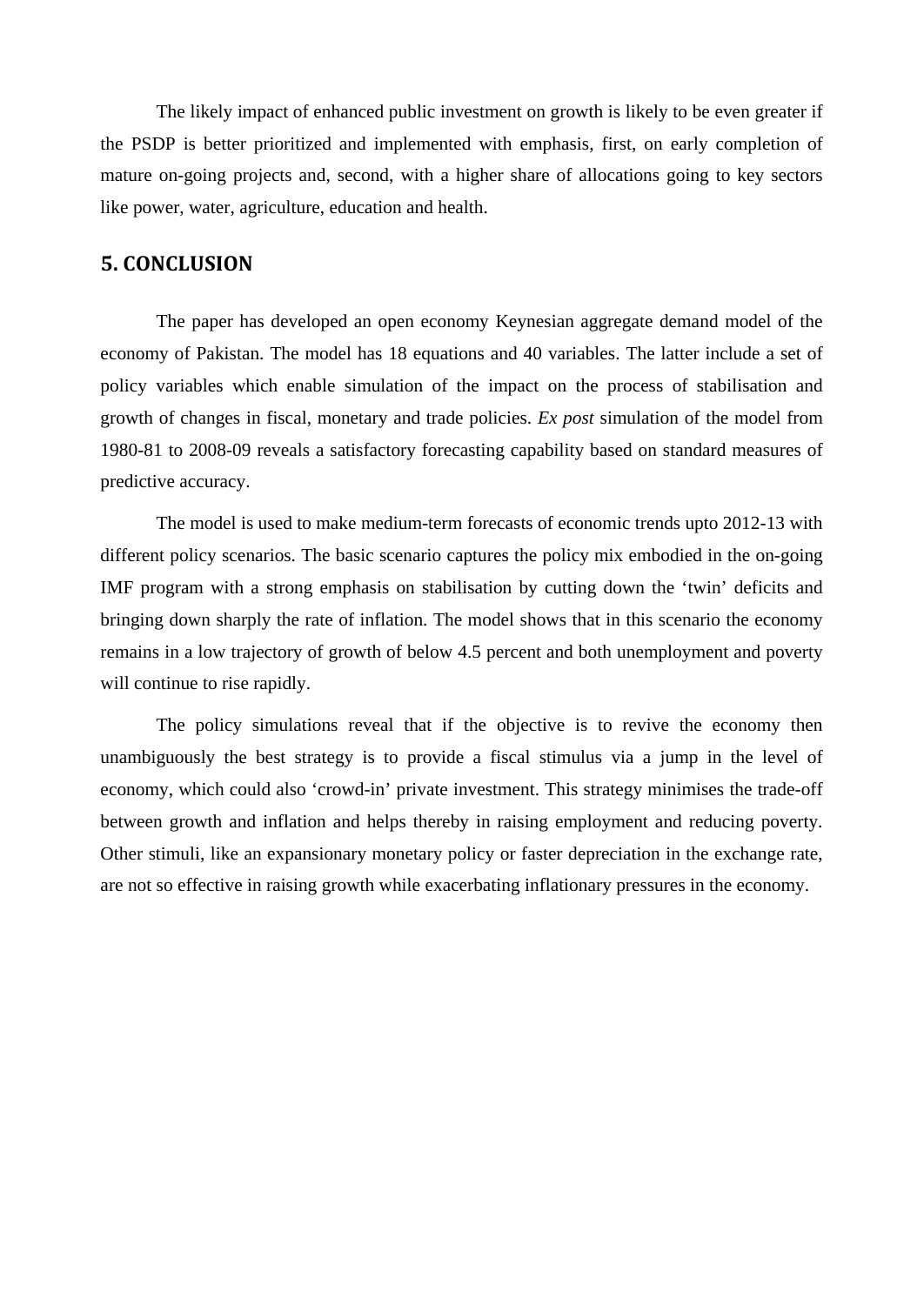The likely impact of enhanced public investment on growth is likely to be even greater if the PSDP is better prioritized and implemented with emphasis, first, on early completion of mature on-going projects and, second, with a higher share of allocations going to key sectors like power, water, agriculture, education and health.

## 5. CONCLUSION

The paper has developed an open economy Keynesian aggregate demand model of the economy of Pakistan. The model has 18 equations and 40 variables. The latter include a set of policy variables which enable simulation of the impact on the process of stabilisation and growth of changes in fiscal, monetary and trade policies. *Ex post* simulation of the model from 1980-81 to 2008-09 reveals a satisfactory forecasting capability based on standard measures of predictive accuracy.

The model is used to make medium-term forecasts of economic trends upto 2012-13 with different policy scenarios. The basic scenario captures the policy mix embodied in the on-going IMF program with a strong emphasis on stabilisation by cutting down the 'twin' deficits and bringing down sharply the rate of inflation. The model shows that in this scenario the economy remains in a low trajectory of growth of below 4.5 percent and both unemployment and poverty will continue to rise rapidly.

The policy simulations reveal that if the objective is to revive the economy then unambiguously the best strategy is to provide a fiscal stimulus via a jump in the level of economy, which could also 'crowd-in' private investment. This strategy minimises the trade-off between growth and inflation and helps thereby in raising employment and reducing poverty. Other stimuli, like an expansionary monetary policy or faster depreciation in the exchange rate, are not so effective in raising growth while exacerbating inflationary pressures in the economy.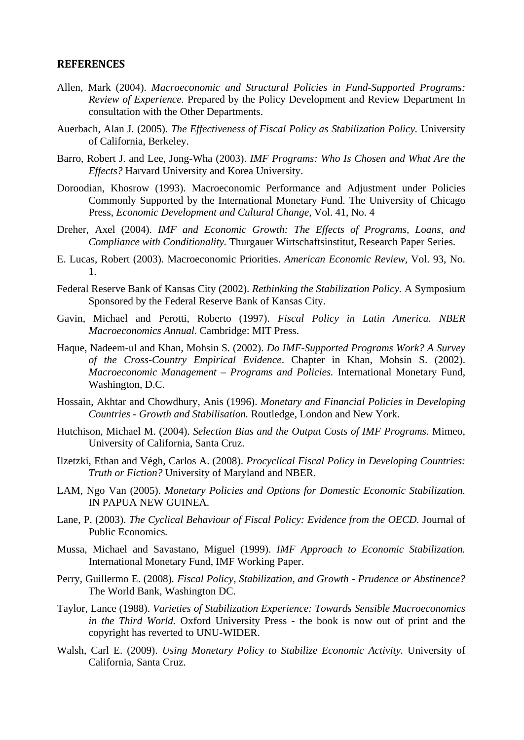## REFERENCES

Allen, Mark (2004). *Macroeconomic and Structural Policies in Fund-Supported Programs: Review of Experience.* Prepared by the Policy Development and Review Department In consultation with the Other Departments.

Auerbach, Alan J. (2005). *The Effectiveness of Fiscal Policy as Stabilization Policy.* University of California, Berkeley.

Barro, Robert J. and Lee, Jong-Wha (2003). *IMF Programs: Who Is Chosen and What Are the Effects?* Harvard University and Korea University.

Doroodian, Khosrow (1993). Macroeconomic Performance and Adjustment under Policies Commonly Supported by the International Monetary Fund. The University of Chicago Press, *Economic Development and Cultural Change*, Vol. 41, No. 4

Dreher, Axel (2004). *IMF and Economic Growth: The Effects of Programs, Loans, and Compliance with Conditionality.* Thurgauer Wirtschaftsinstitut, Research Paper Series.

E. Lucas, Robert (2003). Macroeconomic Priorities. *American Economic Review*, Vol. 93, No. 1.

Federal Reserve Bank of Kansas City (2002). *Rethinking the Stabilization Policy.* A Symposium Sponsored by the Federal Reserve Bank of Kansas City.

Gavin, Michael and Perotti, Roberto (1997). *Fiscal Policy in Latin America. NBER Macroeconomics Annual*. Cambridge: MIT Press.

Haque, Nadeem-ul and Khan, Mohsin S. (2002). *Do IMF-Supported Programs Work? A Survey of the Cross-Country Empirical Evidence*. Chapter in Khan, Mohsin S. (2002). *Macroeconomic Management – Programs and Policies.* International Monetary Fund, Washington, D.C.

Hossain, Akhtar and Chowdhury, Anis (1996). *Monetary and Financial Policies in Developing Countries - Growth and Stabilisation.* Routledge, London and New York.

Hutchison, Michael M. (2004). *Selection Bias and the Output Costs of IMF Programs.* Mimeo, University of California, Santa Cruz.

Ilzetzki, Ethan and Végh, Carlos A. (2008). *Procyclical Fiscal Policy in Developing Countries: Truth or Fiction?* University of Maryland and NBER.

LAM, Ngo Van (2005). *Monetary Policies and Options for Domestic Economic Stabilization.* IN PAPUA NEW GUINEA.

Lane, P. (2003). *The Cyclical Behaviour of Fiscal Policy: Evidence from the OECD.* Journal of Public Economics*.*

Mussa, Michael and Savastano, Miguel (1999). *IMF Approach to Economic Stabilization.* International Monetary Fund, IMF Working Paper.

Perry, Guillermo E. (2008)*. Fiscal Policy, Stabilization, and Growth - Prudence or Abstinence?* The World Bank, Washington DC.

Taylor, Lance (1988). *Varieties of Stabilization Experience: Towards Sensible Macroeconomics in the Third World.* Oxford University Press - the book is now out of print and the copyright has reverted to UNU-WIDER.

Walsh, Carl E. (2009). *Using Monetary Policy to Stabilize Economic Activity.* University of California, Santa Cruz.